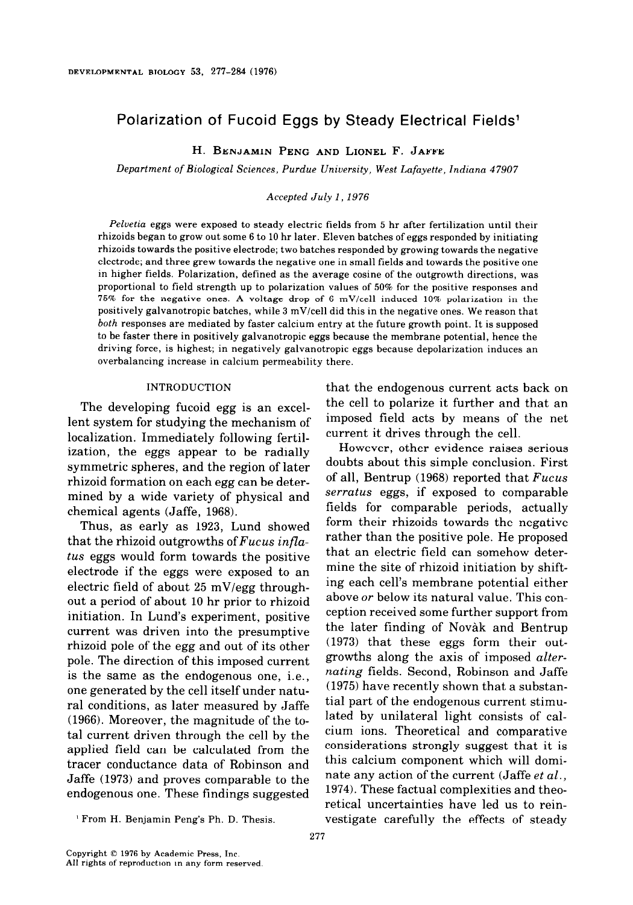# Polarization of Fucoid Eggs by Steady Electrical Fields[1]

H. Benjamin Peng and Lionel F. Jaffe

*Department of Biological Sciences, Purdue University, West Lafayette, Indiana 47907*

*Accepted July 1, 1976*

*Pelvetia* eggs were exposed to steady electric fields from 5 hr after fertilization until their rhizoids began to grow out some 6 to 10 hr later. Eleven batches of eggs responded by initiating rhizoids towards the positive electrode; two batches responded by growing towards the negative electrode; and three grew towards the negative one in small fields and towards the positive one in higher fields. Polarization, defined as the average cosine of the outgrowth directions, was proportional to field strength up to polarization values of 50% for the positive responses and 75% for the negative ones. A voltage drop of 6 mV/cell induced 10% polarization in the positively galvanotropic batches, while 3 mV/cell did this in the negative ones. We reason that *both* responses are mediated by faster calcium entry at the future growth point. It is supposed to be faster there in positively galvanotropic eggs because the membrane potential, hence the driving force, is highest; in negatively galvanotropic eggs because depolarization induces an overbalancing increase in calcium permeability there.

## INTRODUCTION

The developing fucoid egg is an excellent system for studying the mechanism of localization. Immediately following fertilization, the eggs appear to be radially symmetric spheres, and the region of later rhizoid formation on each egg can be determined by a wide variety of physical and chemical agents (Jaffe, 1968).

Thus, as early as 1923, Lund showed that the rhizoid outgrowths of *Fucus inflatus* eggs would form towards the positive electrode if the eggs were exposed to an electric field of about 25 mV/egg throughout a period of about 10 hr prior to rhizoid initiation. In Lund's experiment, positive current was driven into the presumptive rhizoid pole of the egg and out of its other pole. The direction of this imposed current is the same as the endogenous one, i.e., one generated by the cell itself under natural conditions, as later measured by Jaffe (1966). Moreover, the magnitude of the total current driven through the cell by the applied field can be calculated from the tracer conductance data of Robinson and Jaffe (1973) and proves comparable to the endogenous one. These findings suggested that the endogenous current acts back on the cell to polarize it further and that an imposed field acts by means of the net current it drives through the cell.

However, other evidence raises serious doubts about this simple conclusion. First of all, Bentrup (1968) reported that *Fucus serratus* eggs, if exposed to comparable fields for comparable periods, actually form their rhizoids towards the negative rather than the positive pole. He proposed that an electric field can somehow determine the site of rhizoid initiation by shifting each cell's membrane potential either above *or* below its natural value. This conception received some further support from the later finding of Novàk and Bentrup (1973) that these eggs form their outgrowths along the axis of imposed *alternating* fields. Second, Robinson and Jaffe (1975) have recently shown that a substantial part of the endogenous current stimulated by unilateral light consists of calcium ions. Theoretical and comparative considerations strongly suggest that it is this calcium component which will dominate any action of the current (Jaffe *et al.*, 1974). These factual complexities and theoretical uncertainties have led us to reinvestigate carefully the effects of steady

[1] From H. Benjamin Peng's Ph. D. Thesis.

Copyright © 1976 by Academic Press, Inc.
All rights of reproduction in any form reserved.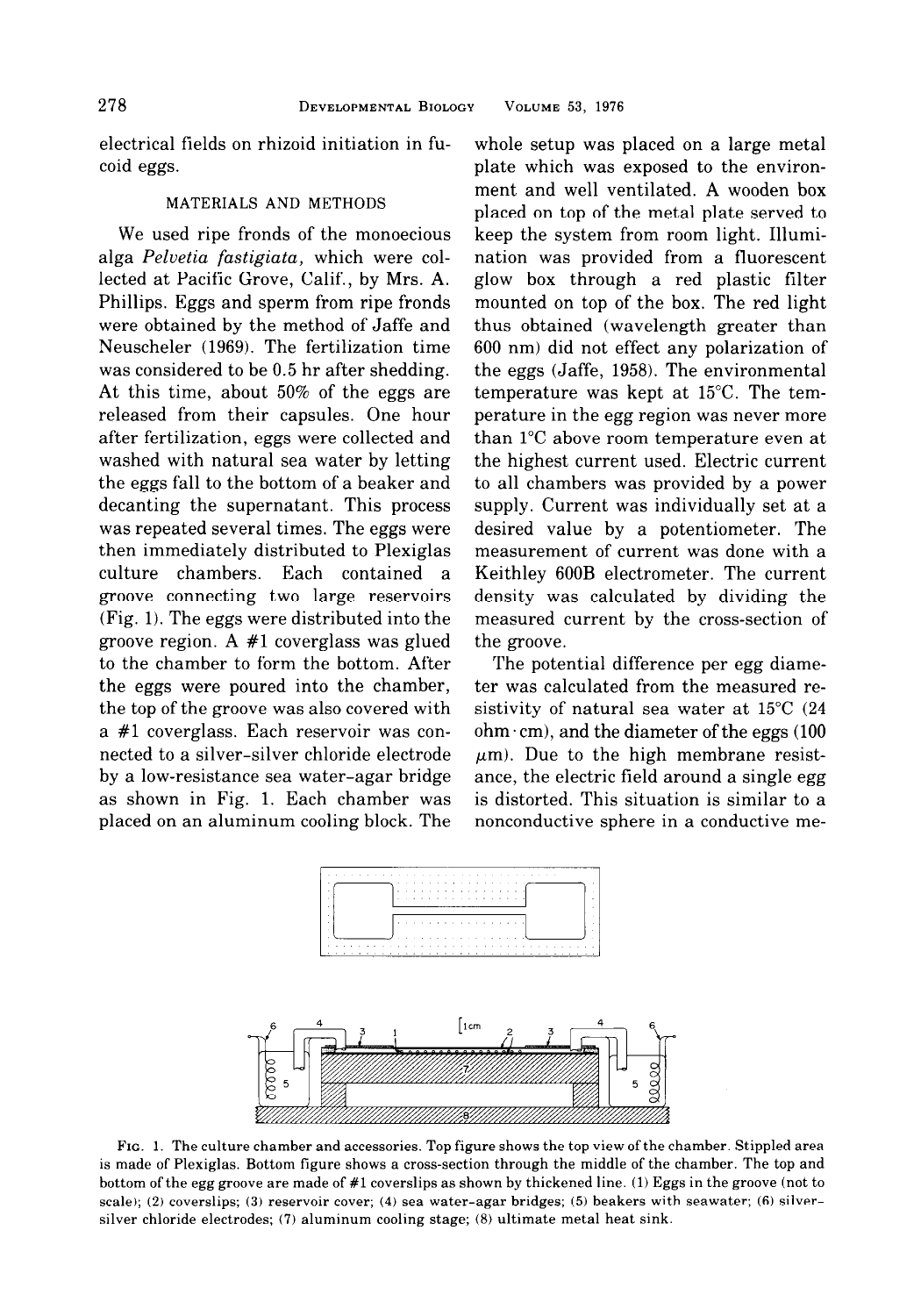electrical fields on rhizoid initiation in fucoid eggs.

## MATERIALS AND METHODS

We used ripe fronds of the monoecious alga *Pelvetia fastigiata*, which were collected at Pacific Grove, Calif., by Mrs. A. Phillips. Eggs and sperm from ripe fronds were obtained by the method of Jaffe and Neuscheler (1969). The fertilization time was considered to be 0.5 hr after shedding. At this time, about 50% of the eggs are released from their capsules. One hour after fertilization, eggs were collected and washed with natural sea water by letting the eggs fall to the bottom of a beaker and decanting the supernatant. This process was repeated several times. The eggs were then immediately distributed to Plexiglas culture chambers. Each contained a groove connecting two large reservoirs (Fig. 1). The eggs were distributed into the groove region. A #1 coverglass was glued to the chamber to form the bottom. After the eggs were poured into the chamber, the top of the groove was also covered with a #1 coverglass. Each reservoir was connected to a silver–silver chloride electrode by a low-resistance sea water–agar bridge as shown in Fig. 1. Each chamber was placed on an aluminum cooling block. The whole setup was placed on a large metal plate which was exposed to the environment and well ventilated. A wooden box placed on top of the metal plate served to keep the system from room light. Illumination was provided from a fluorescent glow box through a red plastic filter mounted on top of the box. The red light thus obtained (wavelength greater than 600 nm) did not effect any polarization of the eggs (Jaffe, 1958). The environmental temperature was kept at 15°C. The temperature in the egg region was never more than 1°C above room temperature even at the highest current used. Electric current to all chambers was provided by a power supply. Current was individually set at a desired value by a potentiometer. The measurement of current was done with a Keithley 600B electrometer. The current density was calculated by dividing the measured current by the cross-section of the groove.

The potential difference per egg diameter was calculated from the measured resistivity of natural sea water at 15°C (24 ohm · cm), and the diameter of the eggs (100 μm). Due to the high membrane resistance, the electric field around a single egg is distorted. This situation is similar to a nonconductive sphere in a conductive me-

FIG. 1. The culture chamber and accessories. Top figure shows the top view of the chamber. Stippled area is made of Plexiglas. Bottom figure shows a cross-section through the middle of the chamber. The top and bottom of the egg groove are made of #1 coverslips as shown by thickened line. (1) Eggs in the groove (not to scale); (2) coverslips; (3) reservoir cover; (4) sea water–agar bridges; (5) beakers with seawater; (6) silver–silver chloride electrodes; (7) aluminum cooling stage; (8) ultimate metal heat sink.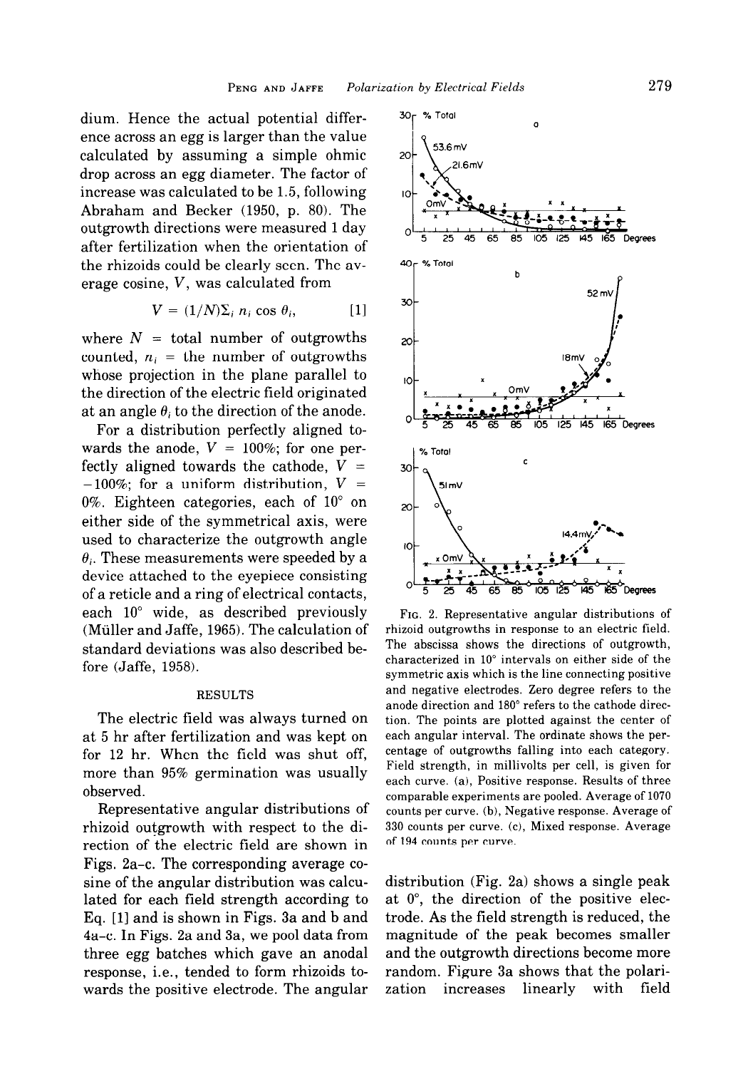dium. Hence the actual potential difference across an egg is larger than the value calculated by assuming a simple ohmic drop across an egg diameter. The factor of increase was calculated to be 1.5, following Abraham and Becker (1950, p. 80). The outgrowth directions were measured 1 day after fertilization when the orientation of the rhizoids could be clearly seen. The average cosine, $V$, was calculated from

$$V = (1/N)\Sigma_i \, n_i \cos \theta_i, \qquad [1]$$

where $N$ = total number of outgrowths counted, $n_i$ = the number of outgrowths whose projection in the plane parallel to the direction of the electric field originated at an angle $\theta_i$ to the direction of the anode.

For a distribution perfectly aligned towards the anode, $V$ = 100%; for one perfectly aligned towards the cathode, $V$ = −100%; for a uniform distribution, $V$ = 0%. Eighteen categories, each of 10° on either side of the symmetrical axis, were used to characterize the outgrowth angle $\theta_i$. These measurements were speeded by a device attached to the eyepiece consisting of a reticle and a ring of electrical contacts, each 10° wide, as described previously (Müller and Jaffe, 1965). The calculation of standard deviations was also described before (Jaffe, 1958).

## RESULTS

The electric field was always turned on at 5 hr after fertilization and was kept on for 12 hr. When the field was shut off, more than 95% germination was usually observed.

Representative angular distributions of rhizoid outgrowth with respect to the direction of the electric field are shown in Figs. 2a–c. The corresponding average cosine of the angular distribution was calculated for each field strength according to Eq. [1] and is shown in Figs. 3a and b and 4a–c. In Figs. 2a and 3a, we pool data from three egg batches which gave an anodal response, i.e., tended to form rhizoids towards the positive electrode. The angular distribution (Fig. 2a) shows a single peak at 0°, the direction of the positive electrode. As the field strength is reduced, the magnitude of the peak becomes smaller and the outgrowth directions become more random. Figure 3a shows that the polarization increases linearly with field

FIG. 2. Representative angular distributions of rhizoid outgrowths in response to an electric field. The abscissa shows the directions of outgrowth, characterized in 10° intervals on either side of the symmetric axis which is the line connecting positive and negative electrodes. Zero degree refers to the anode direction and 180° refers to the cathode direction. The points are plotted against the center of each angular interval. The ordinate shows the percentage of outgrowths falling into each category. Field strength, in millivolts per cell, is given for each curve. (a), Positive response. Results of three comparable experiments are pooled. Average of 1070 counts per curve. (b), Negative response. Average of 330 counts per curve. (c), Mixed response. Average of 194 counts per curve.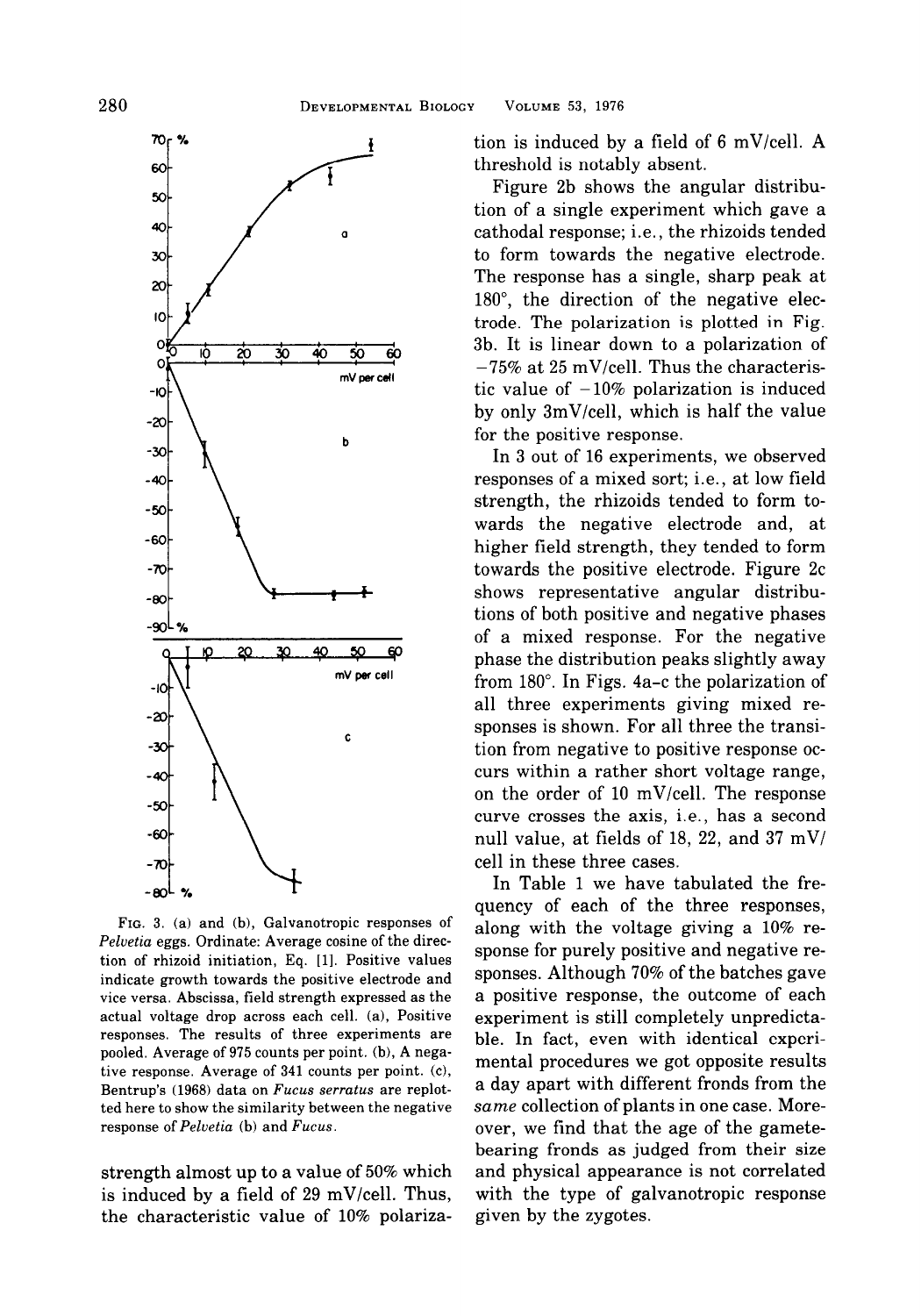FIG. 3. (a) and (b), Galvanotropic responses of *Pelvetia* eggs. Ordinate: Average cosine of the direction of rhizoid initiation, Eq. [1]. Positive values indicate growth towards the positive electrode and vice versa. Abscissa, field strength expressed as the actual voltage drop across each cell. (a), Positive responses. The results of three experiments are pooled. Average of 975 counts per point. (b), A negative response. Average of 341 counts per point. (c), Bentrup's (1968) data on *Fucus serratus* are replotted here to show the similarity between the negative response of *Pelvetia* (b) and *Fucus*.

strength almost up to a value of 50% which is induced by a field of 29 mV/cell. Thus, the characteristic value of 10% polarization is induced by a field of 6 mV/cell. A threshold is notably absent.

Figure 2b shows the angular distribution of a single experiment which gave a cathodal response; i.e., the rhizoids tended to form towards the negative electrode. The response has a single, sharp peak at 180°, the direction of the negative electrode. The polarization is plotted in Fig. 3b. It is linear down to a polarization of −75% at 25 mV/cell. Thus the characteristic value of −10% polarization is induced by only 3mV/cell, which is half the value for the positive response.

In 3 out of 16 experiments, we observed responses of a mixed sort; i.e., at low field strength, the rhizoids tended to form towards the negative electrode and, at higher field strength, they tended to form towards the positive electrode. Figure 2c shows representative angular distributions of both positive and negative phases of a mixed response. For the negative phase the distribution peaks slightly away from 180°. In Figs. 4a–c the polarization of all three experiments giving mixed responses is shown. For all three the transition from negative to positive response occurs within a rather short voltage range, on the order of 10 mV/cell. The response curve crosses the axis, i.e., has a second null value, at fields of 18, 22, and 37 mV/cell in these three cases.

In Table 1 we have tabulated the frequency of each of the three responses, along with the voltage giving a 10% response for purely positive and negative responses. Although 70% of the batches gave a positive response, the outcome of each experiment is still completely unpredictable. In fact, even with identical experimental procedures we got opposite results a day apart with different fronds from the *same* collection of plants in one case. Moreover, we find that the age of the gamete-bearing fronds as judged from their size and physical appearance is not correlated with the type of galvanotropic response given by the zygotes.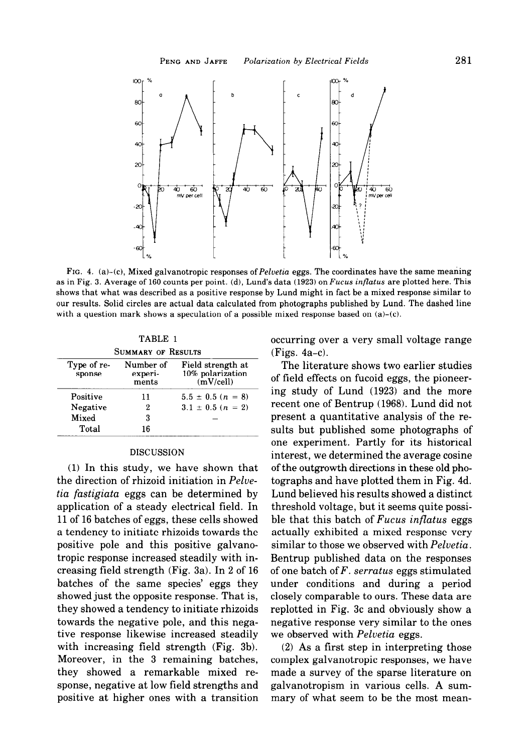FIG. 4. (a)–(c), Mixed galvanotropic responses of *Pelvetia* eggs. The coordinates have the same meaning as in Fig. 3. Average of 160 counts per point. (d), Lund's data (1923) on *Fucus inflatus* are plotted here. This shows that what was described as a positive response by Lund might in fact be a mixed response similar to our results. Solid circles are actual data calculated from photographs published by Lund. The dashed line with a question mark shows a speculation of a possible mixed response based on (a)–(c).

TABLE 1

SUMMARY OF RESULTS

| Type of response | Number of experiments | Field strength at 10% polarization (mV/cell) |
|---|---|---|
| Positive | 11 | $5.5 \pm 0.5$ ($n = 8$) |
| Negative | 2 | $3.1 \pm 0.5$ ($n = 2$) |
| Mixed | 3 | — |
| Total | 16 | |

## DISCUSSION

(1) In this study, we have shown that the direction of rhizoid initiation in *Pelvetia fastigiata* eggs can be determined by application of a steady electrical field. In 11 of 16 batches of eggs, these cells showed a tendency to initiate rhizoids towards the positive pole and this positive galvanotropic response increased steadily with increasing field strength (Fig. 3a). In 2 of 16 batches of the same species' eggs they showed just the opposite response. That is, they showed a tendency to initiate rhizoids towards the negative pole, and this negative response likewise increased steadily with increasing field strength (Fig. 3b). Moreover, in the 3 remaining batches, they showed a remarkable mixed response, negative at low field strengths and positive at higher ones with a transition occurring over a very small voltage range (Figs. 4a–c).

The literature shows two earlier studies of field effects on fucoid eggs, the pioneering study of Lund (1923) and the more recent one of Bentrup (1968). Lund did not present a quantitative analysis of the results but published some photographs of one experiment. Partly for its historical interest, we determined the average cosine of the outgrowth directions in these old photographs and have plotted them in Fig. 4d. Lund believed his results showed a distinct threshold voltage, but it seems quite possible that this batch of *Fucus inflatus* eggs actually exhibited a mixed response very similar to those we observed with *Pelvetia*. Bentrup published data on the responses of one batch of *F. serratus* eggs stimulated under conditions and during a period closely comparable to ours. These data are replotted in Fig. 3c and obviously show a negative response very similar to the ones we observed with *Pelvetia* eggs.

(2) As a first step in interpreting those complex galvanotropic responses, we have made a survey of the sparse literature on galvanotropism in various cells. A summary of what seem to be the most mean-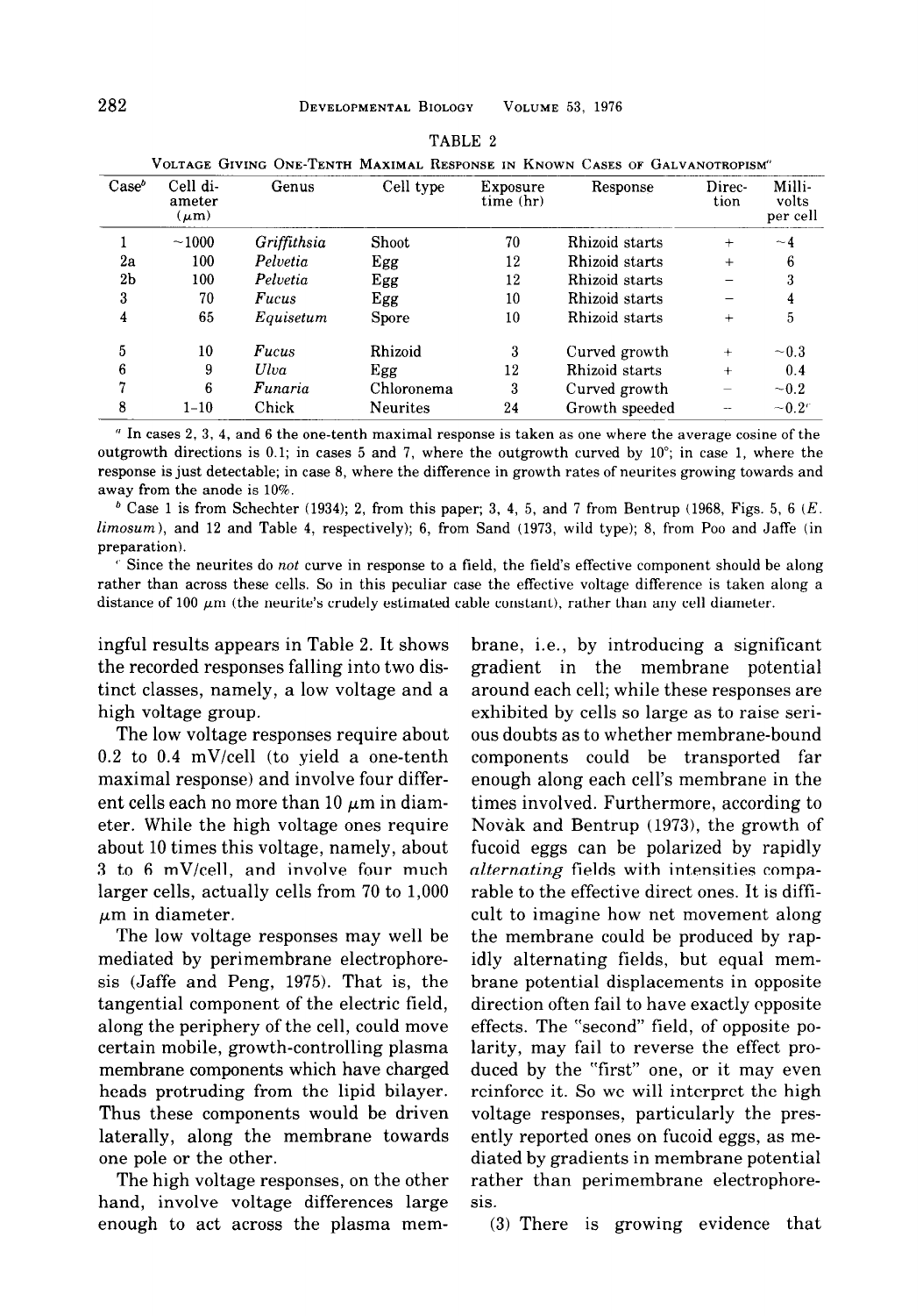TABLE 2

VOLTAGE GIVING ONE-TENTH MAXIMAL RESPONSE IN KNOWN CASES OF GALVANOTROPISM[a]

| Case[b] | Cell diameter ($\mu$m) | Genus | Cell type | Exposure time (hr) | Response | Direction | Millivolts per cell |
|---|---|---|---|---|---|---|---|
| 1 | ~1000 | *Griffithsia* | Shoot | 70 | Rhizoid starts | + | ~4 |
| 2a | 100 | *Pelvetia* | Egg | 12 | Rhizoid starts | + | 6 |
| 2b | 100 | *Pelvetia* | Egg | 12 | Rhizoid starts | − | 3 |
| 3 | 70 | *Fucus* | Egg | 10 | Rhizoid starts | − | 4 |
| 4 | 65 | *Equisetum* | Spore | 10 | Rhizoid starts | + | 5 |
| 5 | 10 | *Fucus* | Rhizoid | 3 | Curved growth | + | ~0.3 |
| 6 | 9 | *Ulva* | Egg | 12 | Rhizoid starts | + | 0.4 |
| 7 | 6 | *Funaria* | Chloronema | 3 | Curved growth | − | ~0.2 |
| 8 | 1–10 | Chick | Neurites | 24 | Growth speeded | − | ~0.2[c] |

[a] In cases 2, 3, 4, and 6 the one-tenth maximal response is taken as one where the average cosine of the outgrowth directions is 0.1; in cases 5 and 7, where the outgrowth curved by 10°; in case 1, where the response is just detectable; in case 8, where the difference in growth rates of neurites growing towards and away from the anode is 10%.

[b] Case 1 is from Schechter (1934); 2, from this paper; 3, 4, 5, and 7 from Bentrup (1968, Figs. 5, 6 (*E. limosum*), and 12 and Table 4, respectively); 6, from Sand (1973, wild type); 8, from Poo and Jaffe (in preparation).

[c] Since the neurites do *not* curve in response to a field, the field's effective component should be along rather than across these cells. So in this peculiar case the effective voltage difference is taken along a distance of 100 $\mu$m (the neurite's crudely estimated cable constant), rather than any cell diameter.

ingful results appears in Table 2. It shows the recorded responses falling into two distinct classes, namely, a low voltage and a high voltage group.

The low voltage responses require about 0.2 to 0.4 mV/cell (to yield a one-tenth maximal response) and involve four different cells each no more than 10 $\mu$m in diameter. While the high voltage ones require about 10 times this voltage, namely, about 3 to 6 mV/cell, and involve four much larger cells, actually cells from 70 to 1,000 $\mu$m in diameter.

The low voltage responses may well be mediated by perimembrane electrophoresis (Jaffe and Peng, 1975). That is, the tangential component of the electric field, along the periphery of the cell, could move certain mobile, growth-controlling plasma membrane components which have charged heads protruding from the lipid bilayer. Thus these components would be driven laterally, along the membrane towards one pole or the other.

The high voltage responses, on the other hand, involve voltage differences large enough to act across the plasma membrane, i.e., by introducing a significant gradient in the membrane potential around each cell; while these responses are exhibited by cells so large as to raise serious doubts as to whether membrane-bound components could be transported far enough along each cell's membrane in the times involved. Furthermore, according to Novàk and Bentrup (1973), the growth of fucoid eggs can be polarized by rapidly *alternating* fields with intensities comparable to the effective direct ones. It is difficult to imagine how net movement along the membrane could be produced by rapidly alternating fields, but equal membrane potential displacements in opposite direction often fail to have exactly opposite effects. The "second" field, of opposite polarity, may fail to reverse the effect produced by the "first" one, or it may even reinforce it. So we will interpret the high voltage responses, particularly the presently reported ones on fucoid eggs, as mediated by gradients in membrane potential rather than perimembrane electrophoresis.

(3) There is growing evidence that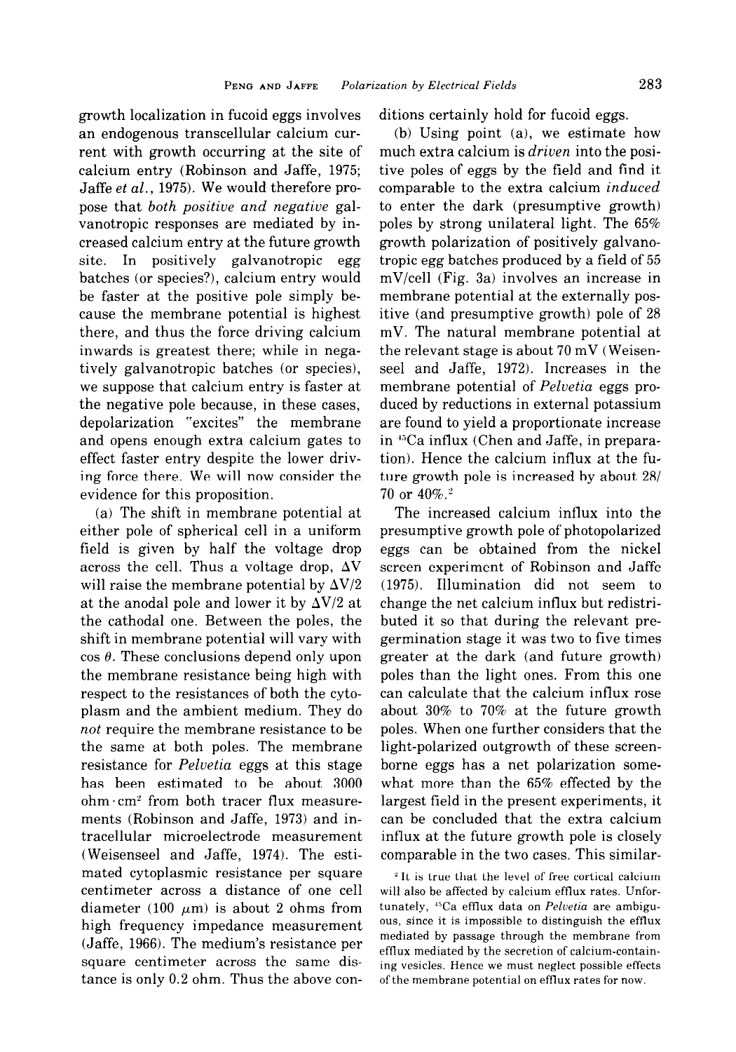growth localization in fucoid eggs involves an endogenous transcellular calcium current with growth occurring at the site of calcium entry (Robinson and Jaffe, 1975; Jaffe *et al.*, 1975). We would therefore propose that *both positive and negative* galvanotropic responses are mediated by increased calcium entry at the future growth site. In positively galvanotropic egg batches (or species?), calcium entry would be faster at the positive pole simply because the membrane potential is highest there, and thus the force driving calcium inwards is greatest there; while in negatively galvanotropic batches (or species), we suppose that calcium entry is faster at the negative pole because, in these cases, depolarization "excites" the membrane and opens enough extra calcium gates to effect faster entry despite the lower driving force there. We will now consider the evidence for this proposition.

(a) The shift in membrane potential at either pole of spherical cell in a uniform field is given by half the voltage drop across the cell. Thus a voltage drop, $\Delta V$ will raise the membrane potential by $\Delta V/2$ at the anodal pole and lower it by $\Delta V/2$ at the cathodal one. Between the poles, the shift in membrane potential will vary with $\cos \theta$. These conclusions depend only upon the membrane resistance being high with respect to the resistances of both the cytoplasm and the ambient medium. They do *not* require the membrane resistance to be the same at both poles. The membrane resistance for *Pelvetia* eggs at this stage has been estimated to be about 3000 ohm·cm$^2$ from both tracer flux measurements (Robinson and Jaffe, 1973) and intracellular microelectrode measurement (Weisenseel and Jaffe, 1974). The estimated cytoplasmic resistance per square centimeter across a distance of one cell diameter (100 $\mu$m) is about 2 ohms from high frequency impedance measurement (Jaffe, 1966). The medium's resistance per square centimeter across the same distance is only 0.2 ohm. Thus the above conditions certainly hold for fucoid eggs.

(b) Using point (a), we estimate how much extra calcium is *driven* into the positive poles of eggs by the field and find it comparable to the extra calcium *induced* to enter the dark (presumptive growth) poles by strong unilateral light. The 65% growth polarization of positively galvanotropic egg batches produced by a field of 55 mV/cell (Fig. 3a) involves an increase in membrane potential at the externally positive (and presumptive growth) pole of 28 mV. The natural membrane potential at the relevant stage is about 70 mV (Weisenseel and Jaffe, 1972). Increases in the membrane potential of *Pelvetia* eggs produced by reductions in external potassium are found to yield a proportionate increase in $^{45}$Ca influx (Chen and Jaffe, in preparation). Hence the calcium influx at the future growth pole is increased by about 28/70 or 40%.[2]

The increased calcium influx into the presumptive growth pole of photopolarized eggs can be obtained from the nickel screen experiment of Robinson and Jaffe (1975). Illumination did not seem to change the net calcium influx but redistributed it so that during the relevant pregermination stage it was two to five times greater at the dark (and future growth) poles than the light ones. From this one can calculate that the calcium influx rose about 30% to 70% at the future growth poles. When one further considers that the light-polarized outgrowth of these screen-borne eggs has a net polarization somewhat more than the 65% effected by the largest field in the present experiments, it can be concluded that the extra calcium influx at the future growth pole is closely comparable in the two cases. This similar-

[2] It is true that the level of free cortical calcium will also be affected by calcium efflux rates. Unfortunately, $^{45}$Ca efflux data on *Pelvetia* are ambiguous, since it is impossible to distinguish the efflux mediated by passage through the membrane from efflux mediated by the secretion of calcium-containing vesicles. Hence we must neglect possible effects of the membrane potential on efflux rates for now.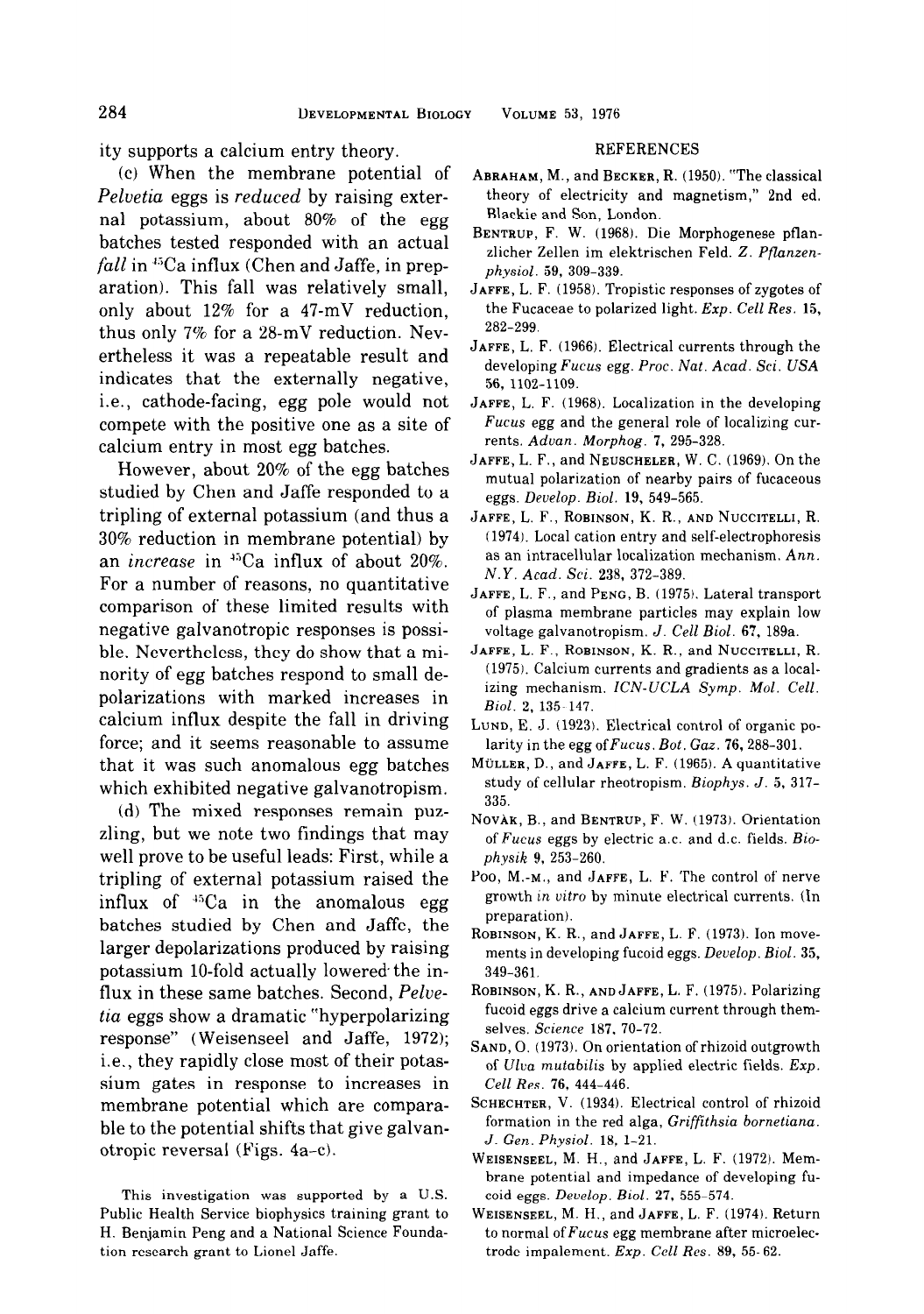ity supports a calcium entry theory.

(c) When the membrane potential of *Pelvetia* eggs is *reduced* by raising external potassium, about 80% of the egg batches tested responded with an actual *fall* in $^{45}$Ca influx (Chen and Jaffe, in preparation). This fall was relatively small, only about 12% for a 47-mV reduction, thus only 7% for a 28-mV reduction. Nevertheless it was a repeatable result and indicates that the externally negative, i.e., cathode-facing, egg pole would not compete with the positive one as a site of calcium entry in most egg batches.

However, about 20% of the egg batches studied by Chen and Jaffe responded to a tripling of external potassium (and thus a 30% reduction in membrane potential) by an *increase* in $^{45}$Ca influx of about 20%. For a number of reasons, no quantitative comparison of these limited results with negative galvanotropic responses is possible. Nevertheless, they do show that a minority of egg batches respond to small depolarizations with marked increases in calcium influx despite the fall in driving force; and it seems reasonable to assume that it was such anomalous egg batches which exhibited negative galvanotropism.

(d) The mixed responses remain puzzling, but we note two findings that may well prove to be useful leads: First, while a tripling of external potassium raised the influx of $^{45}$Ca in the anomalous egg batches studied by Chen and Jaffe, the larger depolarizations produced by raising potassium 10-fold actually lowered the influx in these same batches. Second, *Pelvetia* eggs show a dramatic "hyperpolarizing response" (Weisenseel and Jaffe, 1972); i.e., they rapidly close most of their potassium gates in response to increases in membrane potential which are comparable to the potential shifts that give galvanotropic reversal (Figs. 4a–c).

This investigation was supported by a U.S. Public Health Service biophysics training grant to H. Benjamin Peng and a National Science Foundation research grant to Lionel Jaffe.

## REFERENCES

Abraham, M., and Becker, R. (1950). "The classical theory of electricity and magnetism," 2nd ed. Blackie and Son, London.

Bentrup, F. W. (1968). Die Morphogenese pflanzlicher Zellen im elektrischen Feld. *Z. Pflanzenphysiol.* **59**, 309–339.

Jaffe, L. F. (1958). Tropistic responses of zygotes of the Fucaceae to polarized light. *Exp. Cell Res.* **15**, 282–299.

Jaffe, L. F. (1966). Electrical currents through the developing *Fucus* egg. *Proc. Nat. Acad. Sci. USA* **56**, 1102–1109.

Jaffe, L. F. (1968). Localization in the developing *Fucus* egg and the general role of localizing currents. *Advan. Morphog.* **7**, 295–328.

Jaffe, L. F., and Neuscheler, W. C. (1969). On the mutual polarization of nearby pairs of fucaceous eggs. *Develop. Biol.* **19**, 549–565.

Jaffe, L. F., Robinson, K. R., and Nuccitelli, R. (1974). Local cation entry and self-electrophoresis as an intracellular localization mechanism. *Ann. N.Y. Acad. Sci.* **238**, 372–389.

Jaffe, L. F., and Peng, B. (1975). Lateral transport of plasma membrane particles may explain low voltage galvanotropism. *J. Cell Biol.* **67**, 189a.

Jaffe, L. F., Robinson, K. R., and Nuccitelli, R. (1975). Calcium currents and gradients as a localizing mechanism. *ICN-UCLA Symp. Mol. Cell. Biol.* **2**, 135–147.

Lund, E. J. (1923). Electrical control of organic polarity in the egg of *Fucus*. *Bot. Gaz.* **76**, 288–301.

Müller, D., and Jaffe, L. F. (1965). A quantitative study of cellular rheotropism. *Biophys. J.* **5**, 317–335.

Novák, B., and Bentrup, F. W. (1973). Orientation of *Fucus* eggs by electric a.c. and d.c. fields. *Biophysik* **9**, 253–260.

Poo, M.-M., and Jaffe, L. F. The control of nerve growth *in vitro* by minute electrical currents. (In preparation).

Robinson, K. R., and Jaffe, L. F. (1973). Ion movements in developing fucoid eggs. *Develop. Biol.* **35**, 349–361.

Robinson, K. R., and Jaffe, L. F. (1975). Polarizing fucoid eggs drive a calcium current through themselves. *Science* **187**, 70–72.

Sand, O. (1973). On orientation of rhizoid outgrowth of *Ulva mutabilis* by applied electric fields. *Exp. Cell Res.* **76**, 444–446.

Schechter, V. (1934). Electrical control of rhizoid formation in the red alga, *Griffithsia bornetiana*. *J. Gen. Physiol.* **18**, 1–21.

Weisenseel, M. H., and Jaffe, L. F. (1972). Membrane potential and impedance of developing fucoid eggs. *Develop. Biol.* **27**, 555–574.

Weisenseel, M. H., and Jaffe, L. F. (1974). Return to normal of *Fucus* egg membrane after microelectrode impalement. *Exp. Cell Res.* **89**, 55–62.